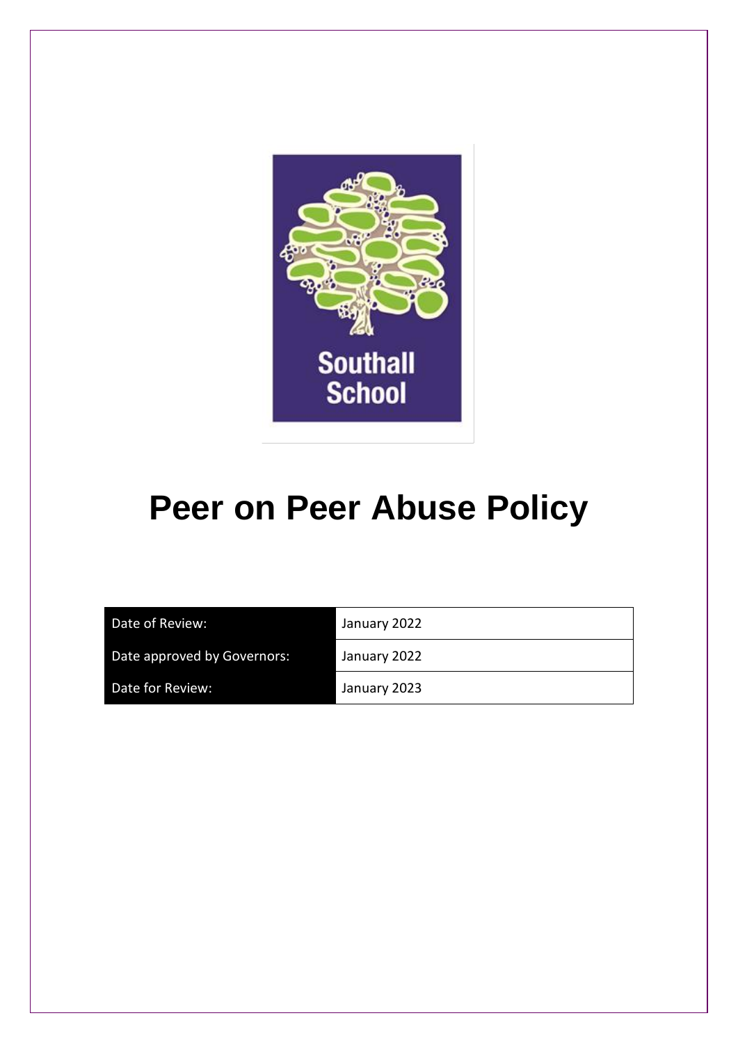Southall School

# Peer on Peer Abuse Policy

| Date of Review: | January 2022 |
|---|---|
| Date approved by Governors: | January 2022 |
| Date for Review: | January 2023 |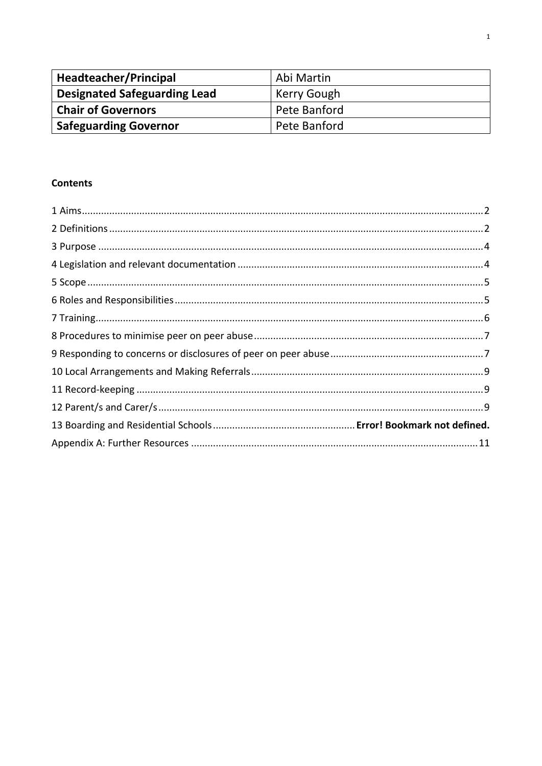| Headteacher/Principal | Abi Martin |
| --- | --- |
| **Designated Safeguarding Lead** | Kerry Gough |
| **Chair of Governors** | Pete Banford |
| **Safeguarding Governor** | Pete Banford |

**Contents**

1 Aims .......... 2
2 Definitions .......... 2
3 Purpose .......... 4
4 Legislation and relevant documentation .......... 4
5 Scope .......... 5
6 Roles and Responsibilities .......... 5
7 Training .......... 6
8 Procedures to minimise peer on peer abuse .......... 7
9 Responding to concerns or disclosures of peer on peer abuse .......... 7
10 Local Arrangements and Making Referrals .......... 9
11 Record-keeping .......... 9
12 Parent/s and Carer/s .......... 9
13 Boarding and Residential Schools .......... **Error! Bookmark not defined.**
Appendix A: Further Resources .......... 11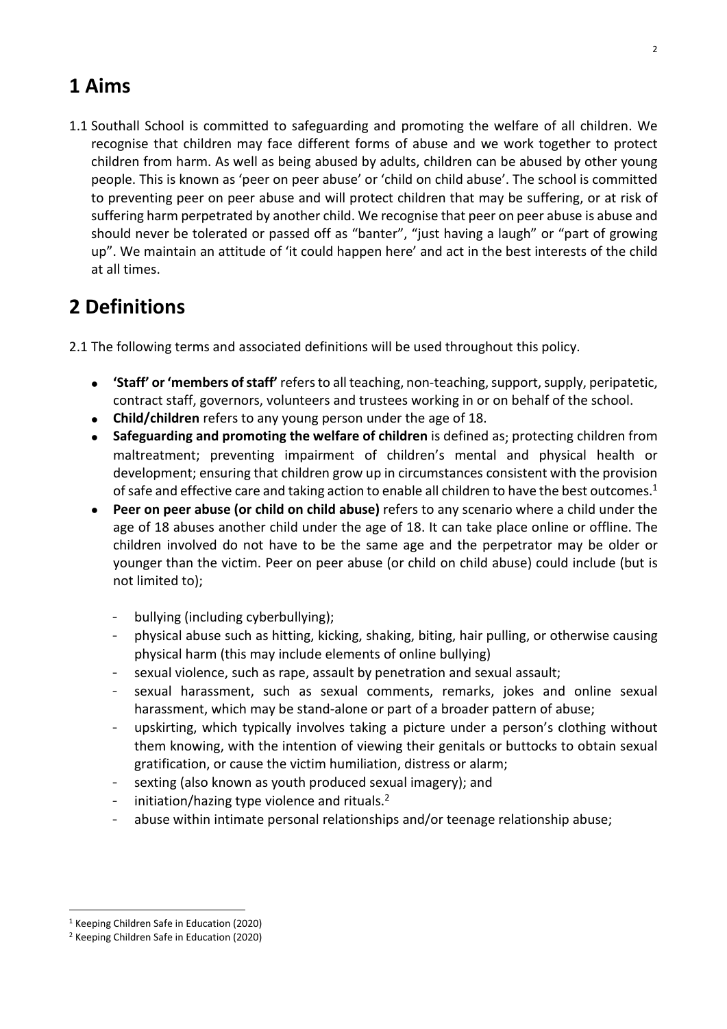# 1 Aims

1.1 Southall School is committed to safeguarding and promoting the welfare of all children. We recognise that children may face different forms of abuse and we work together to protect children from harm. As well as being abused by adults, children can be abused by other young people. This is known as 'peer on peer abuse' or 'child on child abuse'. The school is committed to preventing peer on peer abuse and will protect children that may be suffering, or at risk of suffering harm perpetrated by another child. We recognise that peer on peer abuse is abuse and should never be tolerated or passed off as "banter", "just having a laugh" or "part of growing up". We maintain an attitude of 'it could happen here' and act in the best interests of the child at all times.

# 2 Definitions

2.1 The following terms and associated definitions will be used throughout this policy.

- **'Staff' or 'members of staff'** refers to all teaching, non-teaching, support, supply, peripatetic, contract staff, governors, volunteers and trustees working in or on behalf of the school.
- **Child/children** refers to any young person under the age of 18.
- **Safeguarding and promoting the welfare of children** is defined as; protecting children from maltreatment; preventing impairment of children's mental and physical health or development; ensuring that children grow up in circumstances consistent with the provision of safe and effective care and taking action to enable all children to have the best outcomes.[1]
- **Peer on peer abuse (or child on child abuse)** refers to any scenario where a child under the age of 18 abuses another child under the age of 18. It can take place online or offline. The children involved do not have to be the same age and the perpetrator may be older or younger than the victim. Peer on peer abuse (or child on child abuse) could include (but is not limited to);
    - bullying (including cyberbullying);
    - physical abuse such as hitting, kicking, shaking, biting, hair pulling, or otherwise causing physical harm (this may include elements of online bullying)
    - sexual violence, such as rape, assault by penetration and sexual assault;
    - sexual harassment, such as sexual comments, remarks, jokes and online sexual harassment, which may be stand-alone or part of a broader pattern of abuse;
    - upskirting, which typically involves taking a picture under a person's clothing without them knowing, with the intention of viewing their genitals or buttocks to obtain sexual gratification, or cause the victim humiliation, distress or alarm;
    - sexting (also known as youth produced sexual imagery); and
    - initiation/hazing type violence and rituals.[2]
    - abuse within intimate personal relationships and/or teenage relationship abuse;

[1] Keeping Children Safe in Education (2020)

[2] Keeping Children Safe in Education (2020)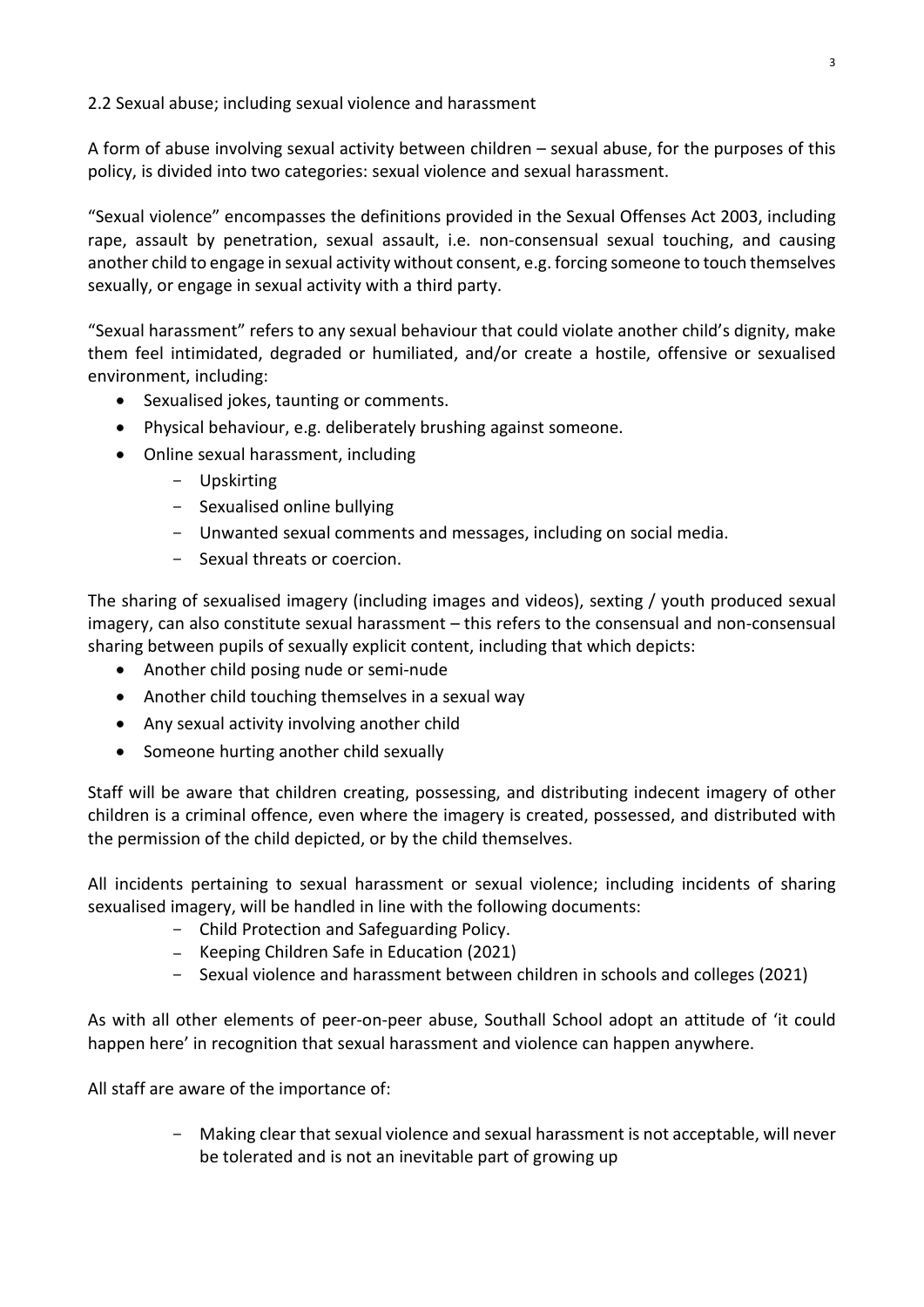## 2.2 Sexual abuse; including sexual violence and harassment

A form of abuse involving sexual activity between children – sexual abuse, for the purposes of this policy, is divided into two categories: sexual violence and sexual harassment.

"Sexual violence" encompasses the definitions provided in the Sexual Offenses Act 2003, including rape, assault by penetration, sexual assault, i.e. non-consensual sexual touching, and causing another child to engage in sexual activity without consent, e.g. forcing someone to touch themselves sexually, or engage in sexual activity with a third party.

"Sexual harassment" refers to any sexual behaviour that could violate another child's dignity, make them feel intimidated, degraded or humiliated, and/or create a hostile, offensive or sexualised environment, including:

- Sexualised jokes, taunting or comments.
- Physical behaviour, e.g. deliberately brushing against someone.
- Online sexual harassment, including
  - Upskirting
  - Sexualised online bullying
  - Unwanted sexual comments and messages, including on social media.
  - Sexual threats or coercion.

The sharing of sexualised imagery (including images and videos), sexting / youth produced sexual imagery, can also constitute sexual harassment – this refers to the consensual and non-consensual sharing between pupils of sexually explicit content, including that which depicts:

- Another child posing nude or semi-nude
- Another child touching themselves in a sexual way
- Any sexual activity involving another child
- Someone hurting another child sexually

Staff will be aware that children creating, possessing, and distributing indecent imagery of other children is a criminal offence, even where the imagery is created, possessed, and distributed with the permission of the child depicted, or by the child themselves.

All incidents pertaining to sexual harassment or sexual violence; including incidents of sharing sexualised imagery, will be handled in line with the following documents:

- Child Protection and Safeguarding Policy.
- Keeping Children Safe in Education (2021)
- Sexual violence and harassment between children in schools and colleges (2021)

As with all other elements of peer-on-peer abuse, Southall School adopt an attitude of 'it could happen here' in recognition that sexual harassment and violence can happen anywhere.

All staff are aware of the importance of:

- Making clear that sexual violence and sexual harassment is not acceptable, will never be tolerated and is not an inevitable part of growing up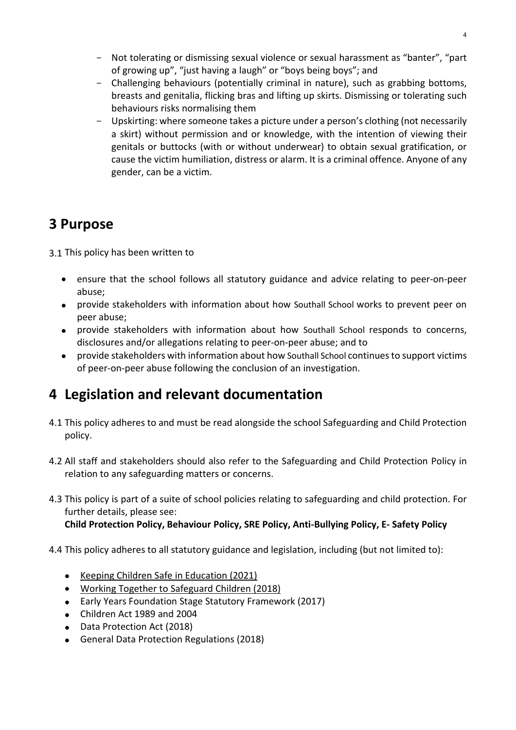- Not tolerating or dismissing sexual violence or sexual harassment as "banter", "part of growing up", "just having a laugh" or "boys being boys"; and
- Challenging behaviours (potentially criminal in nature), such as grabbing bottoms, breasts and genitalia, flicking bras and lifting up skirts. Dismissing or tolerating such behaviours risks normalising them
- Upskirting: where someone takes a picture under a person's clothing (not necessarily a skirt) without permission and or knowledge, with the intention of viewing their genitals or buttocks (with or without underwear) to obtain sexual gratification, or cause the victim humiliation, distress or alarm. It is a criminal offence. Anyone of any gender, can be a victim.

# 3 Purpose

3.1 This policy has been written to

- ensure that the school follows all statutory guidance and advice relating to peer-on-peer abuse;
- provide stakeholders with information about how Southall School works to prevent peer on peer abuse;
- provide stakeholders with information about how Southall School responds to concerns, disclosures and/or allegations relating to peer-on-peer abuse; and to
- provide stakeholders with information about how Southall School continues to support victims of peer-on-peer abuse following the conclusion of an investigation.

# 4 Legislation and relevant documentation

4.1 This policy adheres to and must be read alongside the school Safeguarding and Child Protection policy.

4.2 All staff and stakeholders should also refer to the Safeguarding and Child Protection Policy in relation to any safeguarding matters or concerns.

4.3 This policy is part of a suite of school policies relating to safeguarding and child protection. For further details, please see:
**Child Protection Policy, Behaviour Policy, SRE Policy, Anti-Bullying Policy, E- Safety Policy**

4.4 This policy adheres to all statutory guidance and legislation, including (but not limited to):

- Keeping Children Safe in Education (2021)
- Working Together to Safeguard Children (2018)
- Early Years Foundation Stage Statutory Framework (2017)
- Children Act 1989 and 2004
- Data Protection Act (2018)
- General Data Protection Regulations (2018)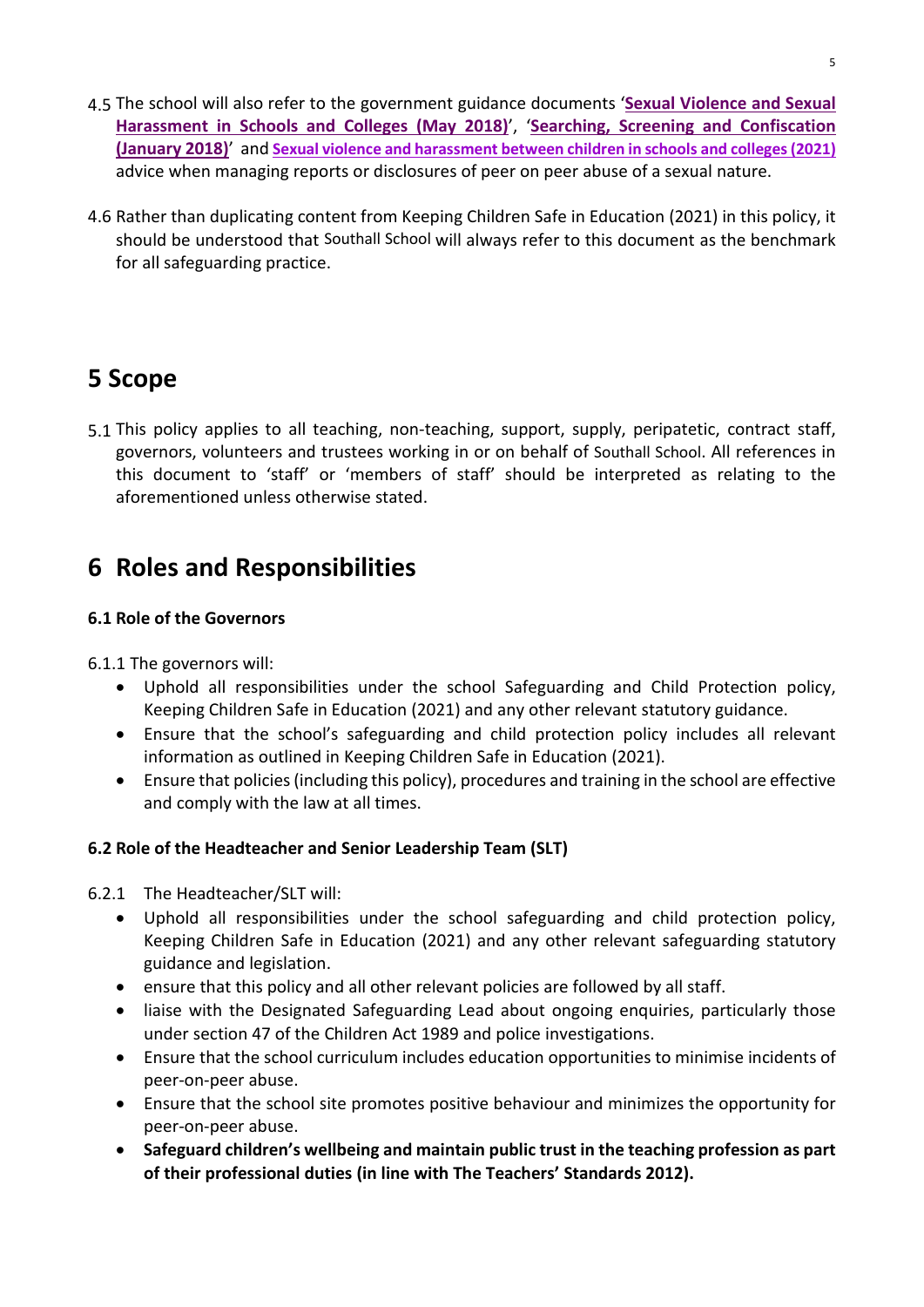4.5 The school will also refer to the government guidance documents '**Sexual Violence and Sexual Harassment in Schools and Colleges (May 2018)**', '**Searching, Screening and Confiscation (January 2018)**' and **Sexual violence and harassment between children in schools and colleges (2021)** advice when managing reports or disclosures of peer on peer abuse of a sexual nature.

4.6 Rather than duplicating content from Keeping Children Safe in Education (2021) in this policy, it should be understood that Southall School will always refer to this document as the benchmark for all safeguarding practice.

# 5 Scope

5.1 This policy applies to all teaching, non-teaching, support, supply, peripatetic, contract staff, governors, volunteers and trustees working in or on behalf of Southall School. All references in this document to 'staff' or 'members of staff' should be interpreted as relating to the aforementioned unless otherwise stated.

# 6 Roles and Responsibilities

**6.1 Role of the Governors**

6.1.1 The governors will:

- Uphold all responsibilities under the school Safeguarding and Child Protection policy, Keeping Children Safe in Education (2021) and any other relevant statutory guidance.
- Ensure that the school's safeguarding and child protection policy includes all relevant information as outlined in Keeping Children Safe in Education (2021).
- Ensure that policies (including this policy), procedures and training in the school are effective and comply with the law at all times.

**6.2 Role of the Headteacher and Senior Leadership Team (SLT)**

6.2.1 The Headteacher/SLT will:

- Uphold all responsibilities under the school safeguarding and child protection policy, Keeping Children Safe in Education (2021) and any other relevant safeguarding statutory guidance and legislation.
- ensure that this policy and all other relevant policies are followed by all staff.
- liaise with the Designated Safeguarding Lead about ongoing enquiries, particularly those under section 47 of the Children Act 1989 and police investigations.
- Ensure that the school curriculum includes education opportunities to minimise incidents of peer-on-peer abuse.
- Ensure that the school site promotes positive behaviour and minimizes the opportunity for peer-on-peer abuse.
- **Safeguard children's wellbeing and maintain public trust in the teaching profession as part of their professional duties (in line with The Teachers' Standards 2012).**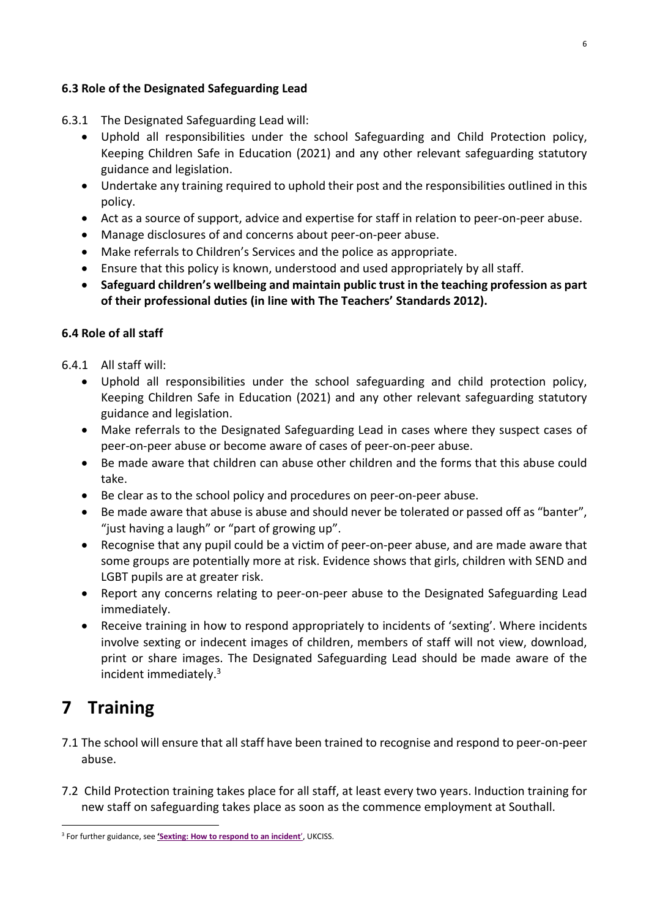### 6.3 Role of the Designated Safeguarding Lead

6.3.1 The Designated Safeguarding Lead will:

- Uphold all responsibilities under the school Safeguarding and Child Protection policy, Keeping Children Safe in Education (2021) and any other relevant safeguarding statutory guidance and legislation.
- Undertake any training required to uphold their post and the responsibilities outlined in this policy.
- Act as a source of support, advice and expertise for staff in relation to peer-on-peer abuse.
- Manage disclosures of and concerns about peer-on-peer abuse.
- Make referrals to Children's Services and the police as appropriate.
- Ensure that this policy is known, understood and used appropriately by all staff.
- **Safeguard children's wellbeing and maintain public trust in the teaching profession as part of their professional duties (in line with The Teachers' Standards 2012).**

### 6.4 Role of all staff

6.4.1 All staff will:

- Uphold all responsibilities under the school safeguarding and child protection policy, Keeping Children Safe in Education (2021) and any other relevant safeguarding statutory guidance and legislation.
- Make referrals to the Designated Safeguarding Lead in cases where they suspect cases of peer-on-peer abuse or become aware of cases of peer-on-peer abuse.
- Be made aware that children can abuse other children and the forms that this abuse could take.
- Be clear as to the school policy and procedures on peer-on-peer abuse.
- Be made aware that abuse is abuse and should never be tolerated or passed off as "banter", "just having a laugh" or "part of growing up".
- Recognise that any pupil could be a victim of peer-on-peer abuse, and are made aware that some groups are potentially more at risk. Evidence shows that girls, children with SEND and LGBT pupils are at greater risk.
- Report any concerns relating to peer-on-peer abuse to the Designated Safeguarding Lead immediately.
- Receive training in how to respond appropriately to incidents of 'sexting'. Where incidents involve sexting or indecent images of children, members of staff will not view, download, print or share images. The Designated Safeguarding Lead should be made aware of the incident immediately.[3]

# 7 Training

7.1 The school will ensure that all staff have been trained to recognise and respond to peer-on-peer abuse.

7.2 Child Protection training takes place for all staff, at least every two years. Induction training for new staff on safeguarding takes place as soon as the commence employment at Southall.

---

[3] For further guidance, see **'Sexting: How to respond to an incident'**, UKCISS.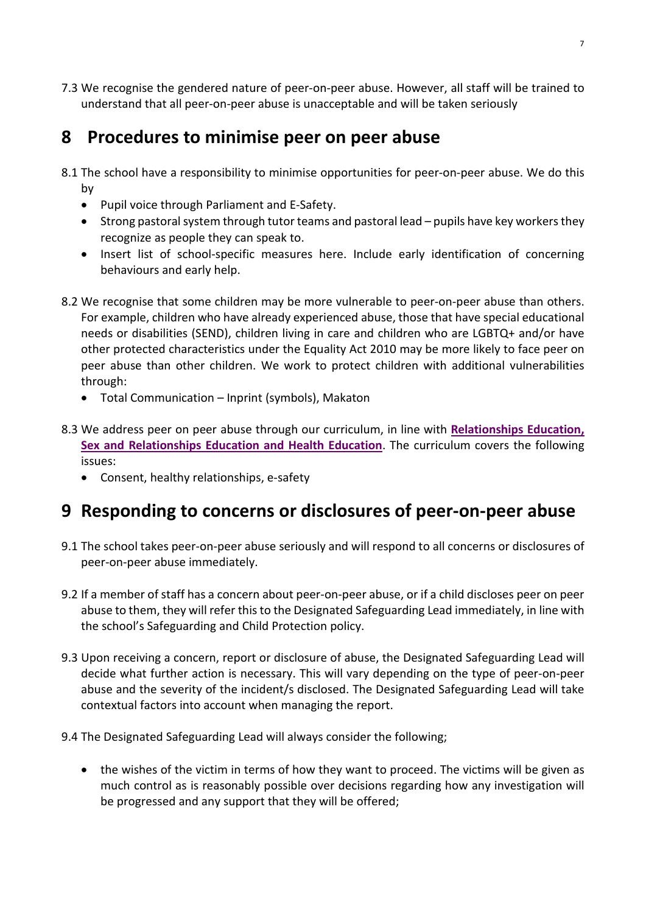7.3 We recognise the gendered nature of peer-on-peer abuse. However, all staff will be trained to understand that all peer-on-peer abuse is unacceptable and will be taken seriously

# 8 Procedures to minimise peer on peer abuse

8.1 The school have a responsibility to minimise opportunities for peer-on-peer abuse. We do this by

- Pupil voice through Parliament and E-Safety.
- Strong pastoral system through tutor teams and pastoral lead – pupils have key workers they recognize as people they can speak to.
- Insert list of school-specific measures here. Include early identification of concerning behaviours and early help.

8.2 We recognise that some children may be more vulnerable to peer-on-peer abuse than others. For example, children who have already experienced abuse, those that have special educational needs or disabilities (SEND), children living in care and children who are LGBTQ+ and/or have other protected characteristics under the Equality Act 2010 may be more likely to face peer on peer abuse than other children. We work to protect children with additional vulnerabilities through:

- Total Communication – Inprint (symbols), Makaton

8.3 We address peer on peer abuse through our curriculum, in line with **Relationships Education, Sex and Relationships Education and Health Education**. The curriculum covers the following issues:

- Consent, healthy relationships, e-safety

# 9 Responding to concerns or disclosures of peer-on-peer abuse

9.1 The school takes peer-on-peer abuse seriously and will respond to all concerns or disclosures of peer-on-peer abuse immediately.

9.2 If a member of staff has a concern about peer-on-peer abuse, or if a child discloses peer on peer abuse to them, they will refer this to the Designated Safeguarding Lead immediately, in line with the school's Safeguarding and Child Protection policy.

9.3 Upon receiving a concern, report or disclosure of abuse, the Designated Safeguarding Lead will decide what further action is necessary. This will vary depending on the type of peer-on-peer abuse and the severity of the incident/s disclosed. The Designated Safeguarding Lead will take contextual factors into account when managing the report.

9.4 The Designated Safeguarding Lead will always consider the following;

- the wishes of the victim in terms of how they want to proceed. The victims will be given as much control as is reasonably possible over decisions regarding how any investigation will be progressed and any support that they will be offered;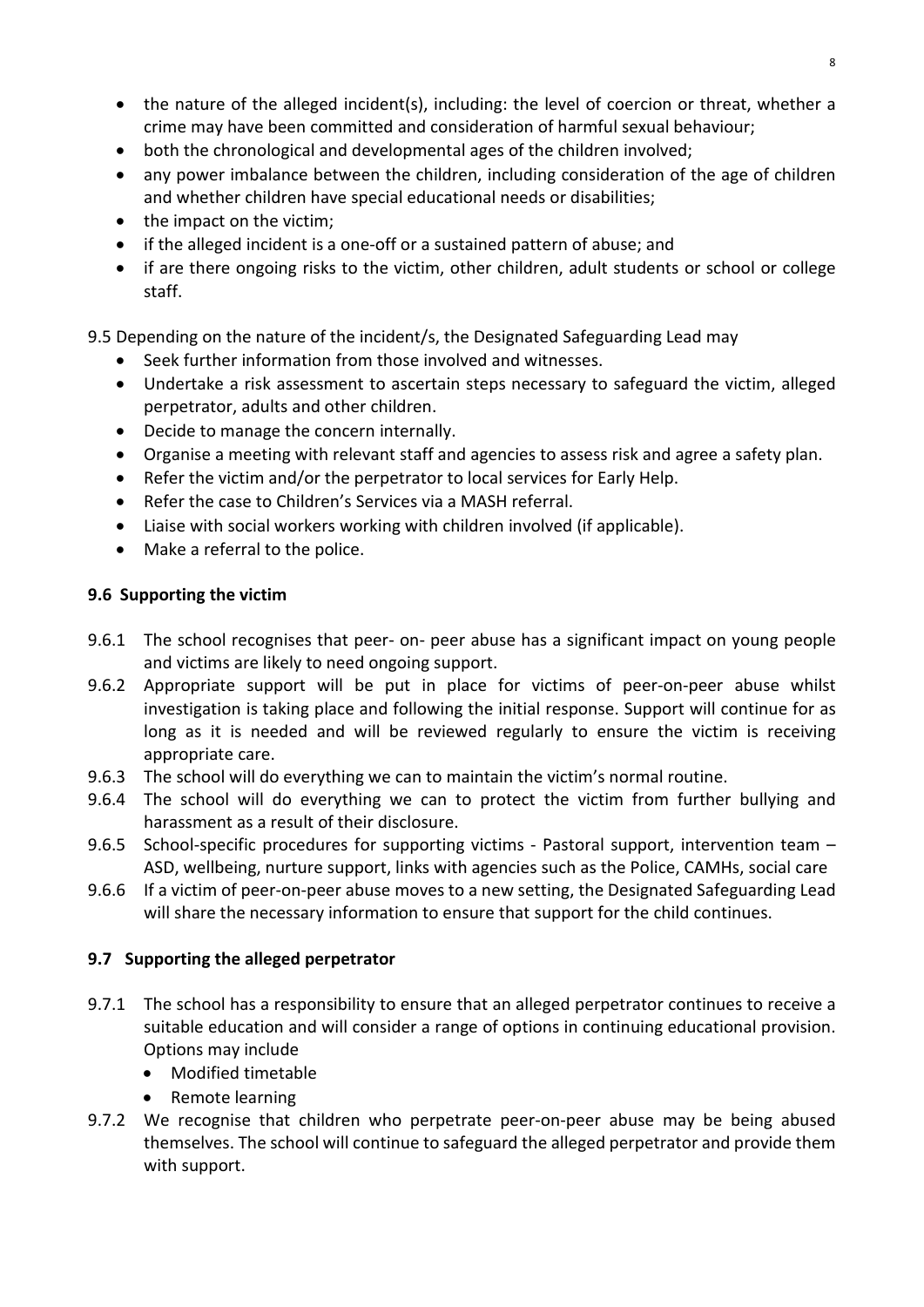- the nature of the alleged incident(s), including: the level of coercion or threat, whether a crime may have been committed and consideration of harmful sexual behaviour;
- both the chronological and developmental ages of the children involved;
- any power imbalance between the children, including consideration of the age of children and whether children have special educational needs or disabilities;
- the impact on the victim;
- if the alleged incident is a one-off or a sustained pattern of abuse; and
- if are there ongoing risks to the victim, other children, adult students or school or college staff.

9.5 Depending on the nature of the incident/s, the Designated Safeguarding Lead may

- Seek further information from those involved and witnesses.
- Undertake a risk assessment to ascertain steps necessary to safeguard the victim, alleged perpetrator, adults and other children.
- Decide to manage the concern internally.
- Organise a meeting with relevant staff and agencies to assess risk and agree a safety plan.
- Refer the victim and/or the perpetrator to local services for Early Help.
- Refer the case to Children's Services via a MASH referral.
- Liaise with social workers working with children involved (if applicable).
- Make a referral to the police.

**9.6 Supporting the victim**

9.6.1 The school recognises that peer- on- peer abuse has a significant impact on young people and victims are likely to need ongoing support.

9.6.2 Appropriate support will be put in place for victims of peer-on-peer abuse whilst investigation is taking place and following the initial response. Support will continue for as long as it is needed and will be reviewed regularly to ensure the victim is receiving appropriate care.

9.6.3 The school will do everything we can to maintain the victim's normal routine.

9.6.4 The school will do everything we can to protect the victim from further bullying and harassment as a result of their disclosure.

9.6.5 School-specific procedures for supporting victims - Pastoral support, intervention team – ASD, wellbeing, nurture support, links with agencies such as the Police, CAMHs, social care

9.6.6 If a victim of peer-on-peer abuse moves to a new setting, the Designated Safeguarding Lead will share the necessary information to ensure that support for the child continues.

**9.7 Supporting the alleged perpetrator**

9.7.1 The school has a responsibility to ensure that an alleged perpetrator continues to receive a suitable education and will consider a range of options in continuing educational provision. Options may include

- Modified timetable
- Remote learning

9.7.2 We recognise that children who perpetrate peer-on-peer abuse may be being abused themselves. The school will continue to safeguard the alleged perpetrator and provide them with support.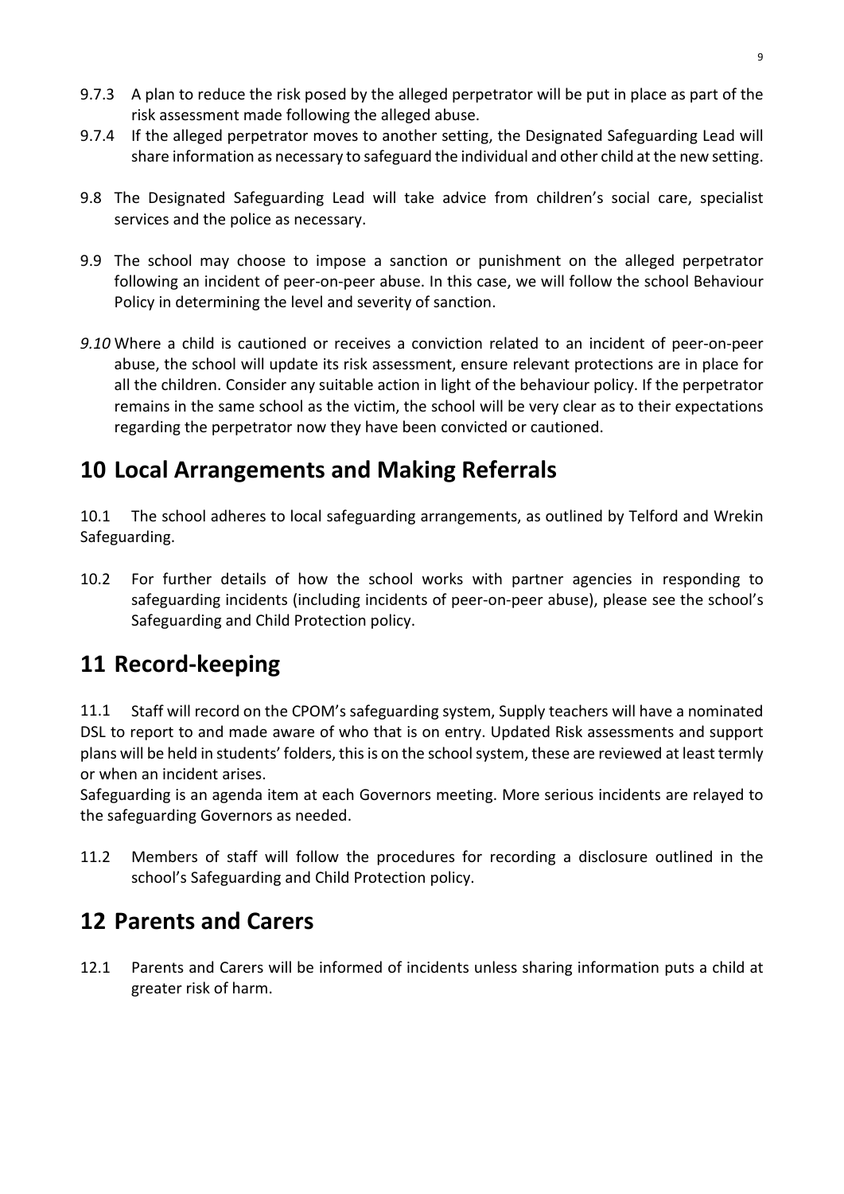9.7.3 A plan to reduce the risk posed by the alleged perpetrator will be put in place as part of the risk assessment made following the alleged abuse.

9.7.4 If the alleged perpetrator moves to another setting, the Designated Safeguarding Lead will share information as necessary to safeguard the individual and other child at the new setting.

9.8 The Designated Safeguarding Lead will take advice from children's social care, specialist services and the police as necessary.

9.9 The school may choose to impose a sanction or punishment on the alleged perpetrator following an incident of peer-on-peer abuse. In this case, we will follow the school Behaviour Policy in determining the level and severity of sanction.

*9.10* Where a child is cautioned or receives a conviction related to an incident of peer-on-peer abuse, the school will update its risk assessment, ensure relevant protections are in place for all the children. Consider any suitable action in light of the behaviour policy. If the perpetrator remains in the same school as the victim, the school will be very clear as to their expectations regarding the perpetrator now they have been convicted or cautioned.

# 10 Local Arrangements and Making Referrals

10.1 The school adheres to local safeguarding arrangements, as outlined by Telford and Wrekin Safeguarding.

10.2 For further details of how the school works with partner agencies in responding to safeguarding incidents (including incidents of peer-on-peer abuse), please see the school's Safeguarding and Child Protection policy.

# 11 Record-keeping

11.1 Staff will record on the CPOM's safeguarding system, Supply teachers will have a nominated DSL to report to and made aware of who that is on entry. Updated Risk assessments and support plans will be held in students' folders, this is on the school system, these are reviewed at least termly or when an incident arises.

Safeguarding is an agenda item at each Governors meeting. More serious incidents are relayed to the safeguarding Governors as needed.

11.2 Members of staff will follow the procedures for recording a disclosure outlined in the school's Safeguarding and Child Protection policy.

# 12 Parents and Carers

12.1 Parents and Carers will be informed of incidents unless sharing information puts a child at greater risk of harm.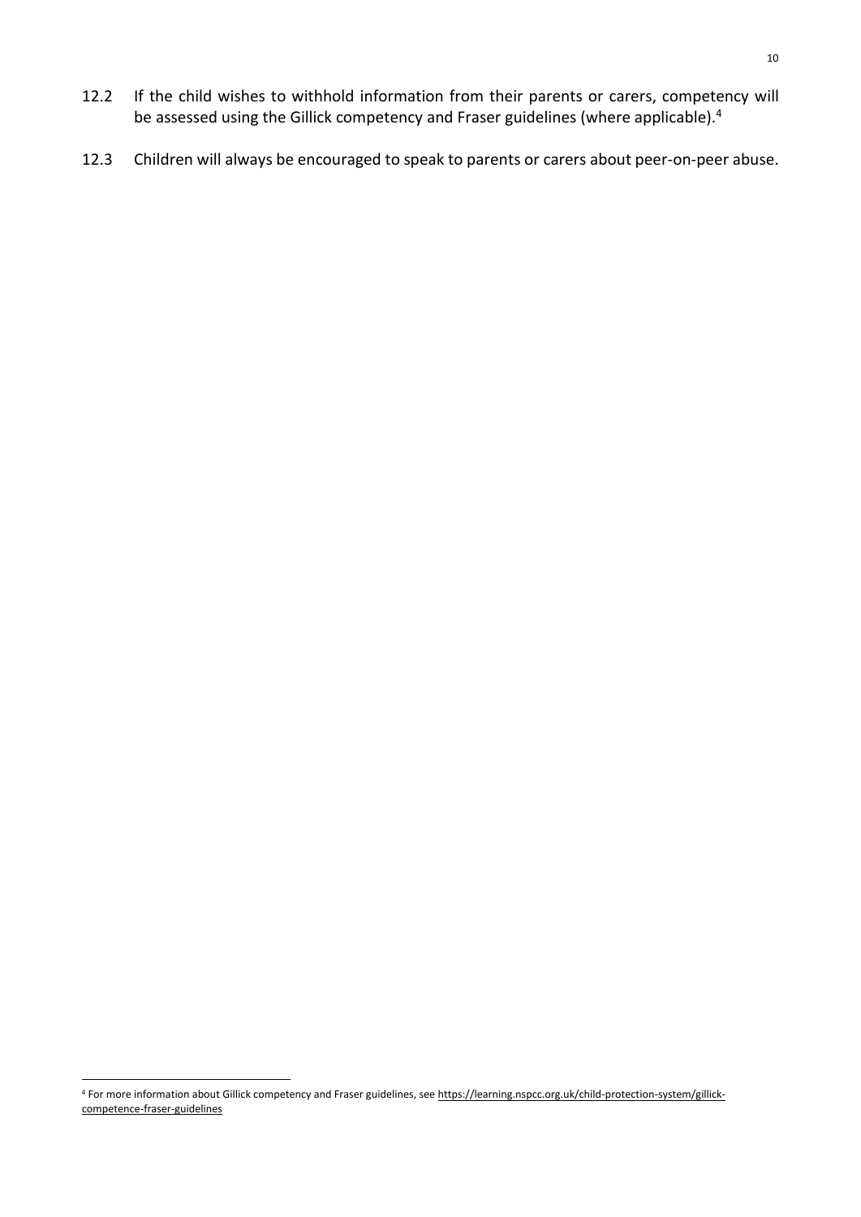12.2 If the child wishes to withhold information from their parents or carers, competency will be assessed using the Gillick competency and Fraser guidelines (where applicable).[4]

12.3 Children will always be encouraged to speak to parents or carers about peer-on-peer abuse.

---

[4] For more information about Gillick competency and Fraser guidelines, see https://learning.nspcc.org.uk/child-protection-system/gillick-competence-fraser-guidelines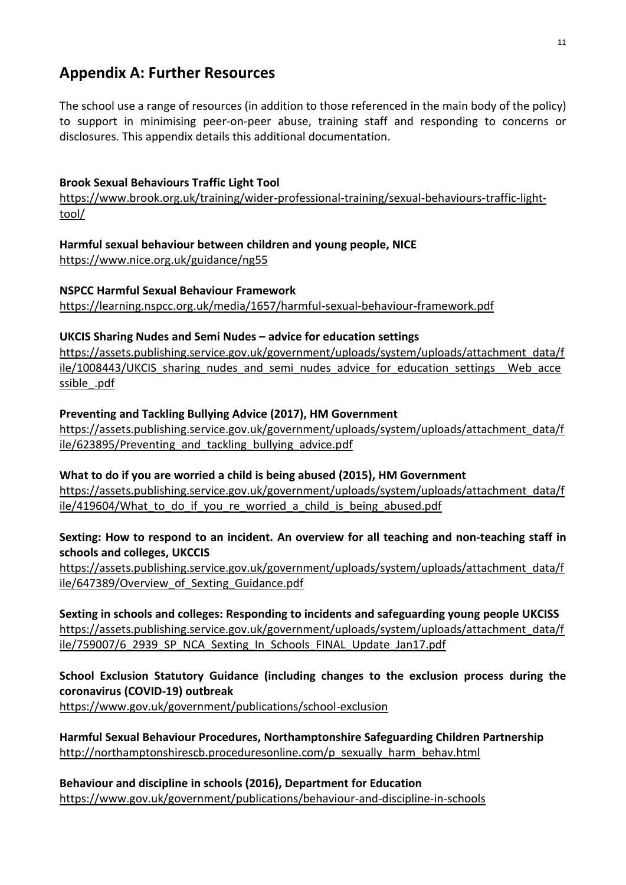## Appendix A: Further Resources

The school use a range of resources (in addition to those referenced in the main body of the policy) to support in minimising peer-on-peer abuse, training staff and responding to concerns or disclosures. This appendix details this additional documentation.

**Brook Sexual Behaviours Traffic Light Tool**
https://www.brook.org.uk/training/wider-professional-training/sexual-behaviours-traffic-light-tool/

**Harmful sexual behaviour between children and young people, NICE**
https://www.nice.org.uk/guidance/ng55

**NSPCC Harmful Sexual Behaviour Framework**
https://learning.nspcc.org.uk/media/1657/harmful-sexual-behaviour-framework.pdf

**UKCIS Sharing Nudes and Semi Nudes – advice for education settings**
https://assets.publishing.service.gov.uk/government/uploads/system/uploads/attachment_data/file/1008443/UKCIS_sharing_nudes_and_semi_nudes_advice_for_education_settings__Web_accessible_.pdf

**Preventing and Tackling Bullying Advice (2017), HM Government**
https://assets.publishing.service.gov.uk/government/uploads/system/uploads/attachment_data/file/623895/Preventing_and_tackling_bullying_advice.pdf

**What to do if you are worried a child is being abused (2015), HM Government**
https://assets.publishing.service.gov.uk/government/uploads/system/uploads/attachment_data/file/419604/What_to_do_if_you_re_worried_a_child_is_being_abused.pdf

**Sexting: How to respond to an incident. An overview for all teaching and non-teaching staff in schools and colleges, UKCCIS**
https://assets.publishing.service.gov.uk/government/uploads/system/uploads/attachment_data/file/647389/Overview_of_Sexting_Guidance.pdf

**Sexting in schools and colleges: Responding to incidents and safeguarding young people UKCISS**
https://assets.publishing.service.gov.uk/government/uploads/system/uploads/attachment_data/file/759007/6_2939_SP_NCA_Sexting_In_Schools_FINAL_Update_Jan17.pdf

**School Exclusion Statutory Guidance (including changes to the exclusion process during the coronavirus (COVID-19) outbreak**
https://www.gov.uk/government/publications/school-exclusion

**Harmful Sexual Behaviour Procedures, Northamptonshire Safeguarding Children Partnership**
http://northamptonshirescb.proceduresonline.com/p_sexually_harm_behav.html

**Behaviour and discipline in schools (2016), Department for Education**
https://www.gov.uk/government/publications/behaviour-and-discipline-in-schools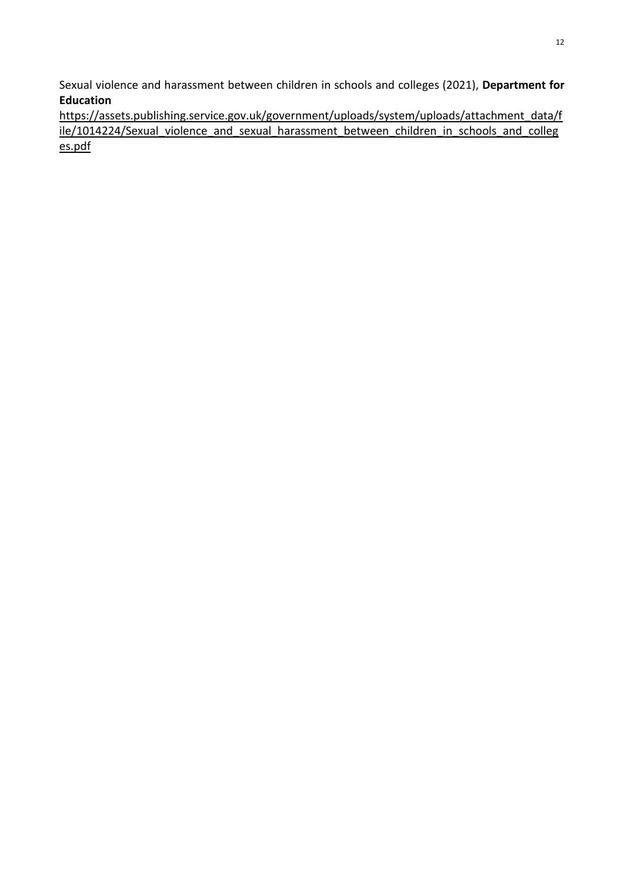Sexual violence and harassment between children in schools and colleges (2021), **Department for Education**
https://assets.publishing.service.gov.uk/government/uploads/system/uploads/attachment_data/file/1014224/Sexual_violence_and_sexual_harassment_between_children_in_schools_and_colleges.pdf